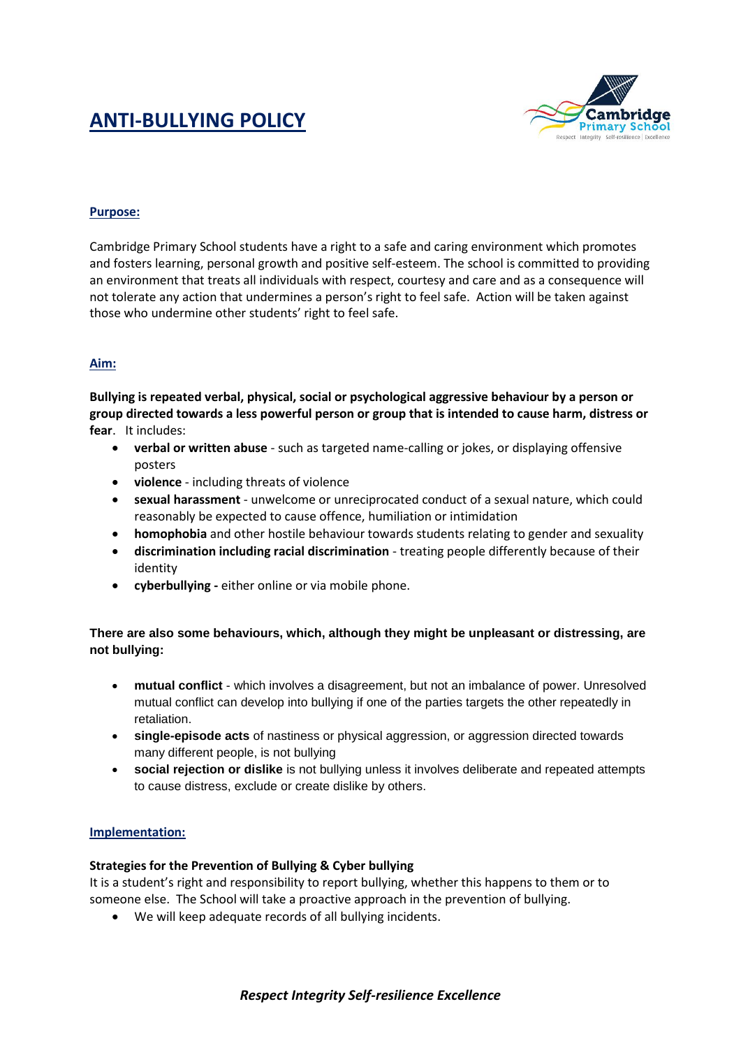# ANTI-BULLYING POLICY

## Purpose:

Cambridge Primary School students have a right to a safe and caring environment which promotes and fosters learning, personal growth and positive self-esteem. The school is committed to providing an environment that treats all individuals with respect, courtesy and care and as a consequence will not tolerate any action that undermines a person's right to feel safe. Action will be taken against those who undermine other students' right to feel safe.

## Aim:

**Bullying is repeated verbal, physical, social or psychological aggressive behaviour by a person or group directed towards a less powerful person or group that is intended to cause harm, distress or fear**. It includes:

- **verbal or written abuse** - such as targeted name-calling or jokes, or displaying offensive posters
- **violence** - including threats of violence
- **sexual harassment** - unwelcome or unreciprocated conduct of a sexual nature, which could reasonably be expected to cause offence, humiliation or intimidation
- **homophobia** and other hostile behaviour towards students relating to gender and sexuality
- **discrimination including racial discrimination** - treating people differently because of their identity
- **cyberbullying -** either online or via mobile phone.

**There are also some behaviours, which, although they might be unpleasant or distressing, are not bullying:**

- **mutual conflict** - which involves a disagreement, but not an imbalance of power. Unresolved mutual conflict can develop into bullying if one of the parties targets the other repeatedly in retaliation.
- **single-episode acts** of nastiness or physical aggression, or aggression directed towards many different people, is not bullying
- **social rejection or dislike** is not bullying unless it involves deliberate and repeated attempts to cause distress, exclude or create dislike by others.

## Implementation:

**Strategies for the Prevention of Bullying & Cyber bullying**

It is a student's right and responsibility to report bullying, whether this happens to them or to someone else. The School will take a proactive approach in the prevention of bullying.

- We will keep adequate records of all bullying incidents.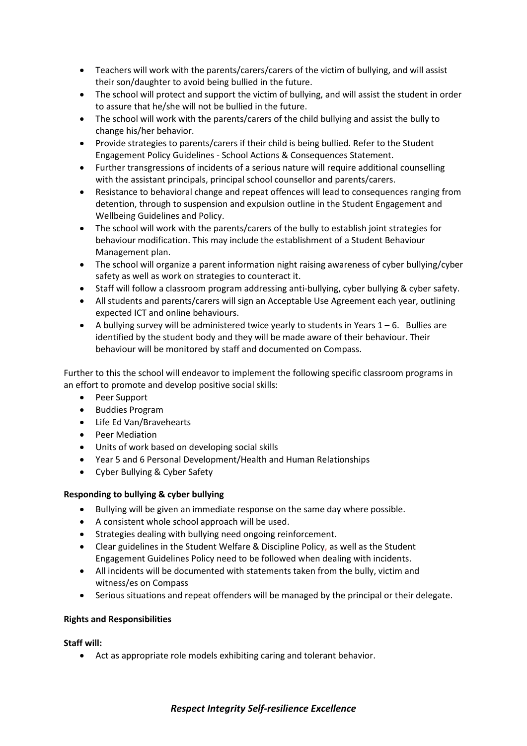- Teachers will work with the parents/carers/carers of the victim of bullying, and will assist their son/daughter to avoid being bullied in the future.
- The school will protect and support the victim of bullying, and will assist the student in order to assure that he/she will not be bullied in the future.
- The school will work with the parents/carers of the child bullying and assist the bully to change his/her behavior.
- Provide strategies to parents/carers if their child is being bullied. Refer to the Student Engagement Policy Guidelines - School Actions & Consequences Statement.
- Further transgressions of incidents of a serious nature will require additional counselling with the assistant principals, principal school counsellor and parents/carers.
- Resistance to behavioral change and repeat offences will lead to consequences ranging from detention, through to suspension and expulsion outline in the Student Engagement and Wellbeing Guidelines and Policy.
- The school will work with the parents/carers of the bully to establish joint strategies for behaviour modification. This may include the establishment of a Student Behaviour Management plan.
- The school will organize a parent information night raising awareness of cyber bullying/cyber safety as well as work on strategies to counteract it.
- Staff will follow a classroom program addressing anti-bullying, cyber bullying & cyber safety.
- All students and parents/carers will sign an Acceptable Use Agreement each year, outlining expected ICT and online behaviours.
- A bullying survey will be administered twice yearly to students in Years 1 – 6. Bullies are identified by the student body and they will be made aware of their behaviour. Their behaviour will be monitored by staff and documented on Compass.

Further to this the school will endeavor to implement the following specific classroom programs in an effort to promote and develop positive social skills:

- Peer Support
- Buddies Program
- Life Ed Van/Bravehearts
- Peer Mediation
- Units of work based on developing social skills
- Year 5 and 6 Personal Development/Health and Human Relationships
- Cyber Bullying & Cyber Safety

**Responding to bullying & cyber bullying**

- Bullying will be given an immediate response on the same day where possible.
- A consistent whole school approach will be used.
- Strategies dealing with bullying need ongoing reinforcement.
- Clear guidelines in the Student Welfare & Discipline Policy, as well as the Student Engagement Guidelines Policy need to be followed when dealing with incidents.
- All incidents will be documented with statements taken from the bully, victim and witness/es on Compass
- Serious situations and repeat offenders will be managed by the principal or their delegate.

**Rights and Responsibilities**

**Staff will:**

- Act as appropriate role models exhibiting caring and tolerant behavior.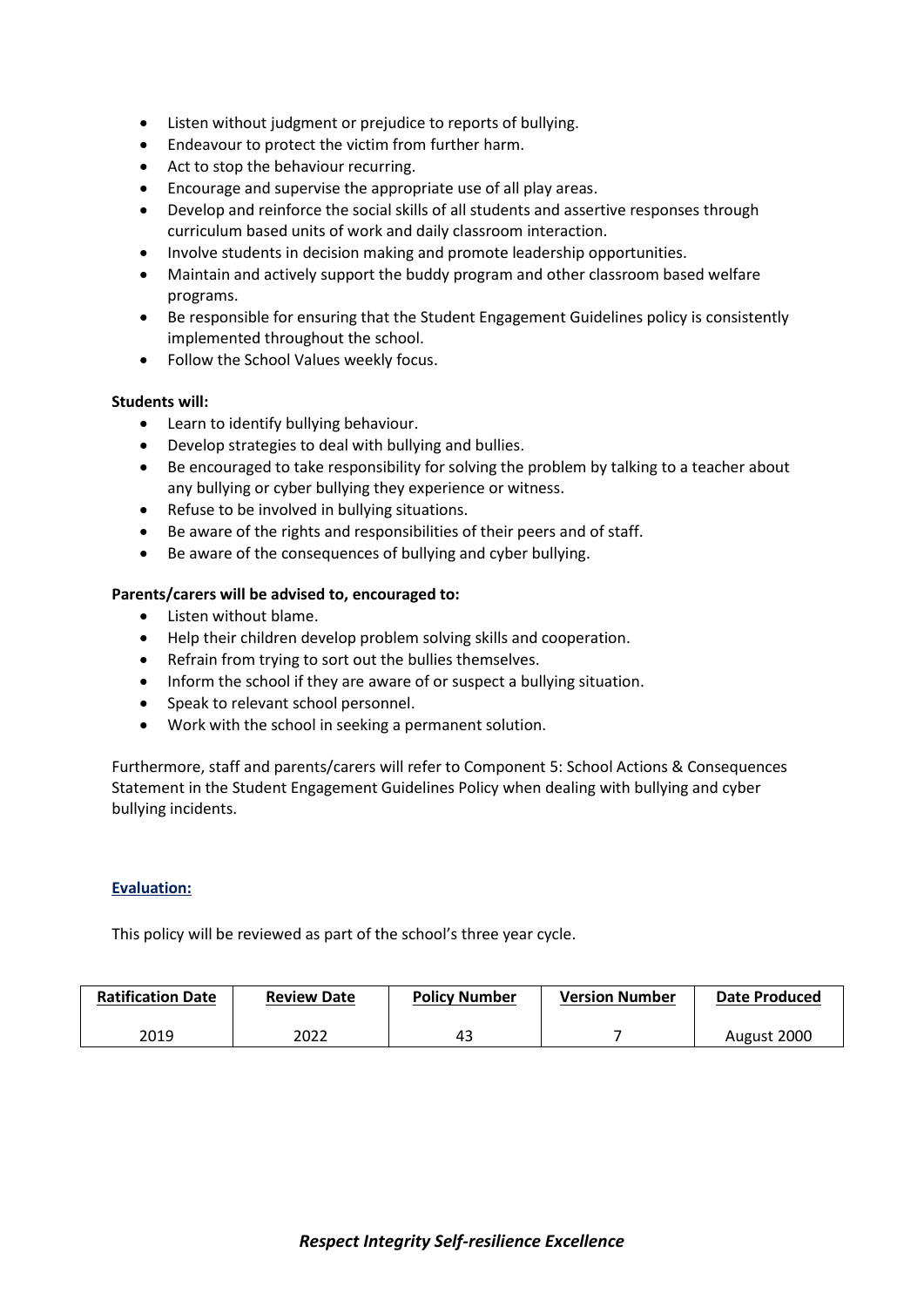- Listen without judgment or prejudice to reports of bullying.
- Endeavour to protect the victim from further harm.
- Act to stop the behaviour recurring.
- Encourage and supervise the appropriate use of all play areas.
- Develop and reinforce the social skills of all students and assertive responses through curriculum based units of work and daily classroom interaction.
- Involve students in decision making and promote leadership opportunities.
- Maintain and actively support the buddy program and other classroom based welfare programs.
- Be responsible for ensuring that the Student Engagement Guidelines policy is consistently implemented throughout the school.
- Follow the School Values weekly focus.

**Students will:**

- Learn to identify bullying behaviour.
- Develop strategies to deal with bullying and bullies.
- Be encouraged to take responsibility for solving the problem by talking to a teacher about any bullying or cyber bullying they experience or witness.
- Refuse to be involved in bullying situations.
- Be aware of the rights and responsibilities of their peers and of staff.
- Be aware of the consequences of bullying and cyber bullying.

**Parents/carers will be advised to, encouraged to:**

- Listen without blame.
- Help their children develop problem solving skills and cooperation.
- Refrain from trying to sort out the bullies themselves.
- Inform the school if they are aware of or suspect a bullying situation.
- Speak to relevant school personnel.
- Work with the school in seeking a permanent solution.

Furthermore, staff and parents/carers will refer to Component 5: School Actions & Consequences Statement in the Student Engagement Guidelines Policy when dealing with bullying and cyber bullying incidents.

## Evaluation:

This policy will be reviewed as part of the school's three year cycle.

| Ratification Date | Review Date | Policy Number | Version Number | Date Produced |
|---|---|---|---|---|
| 2019 | 2022 | 43 | 7 | August 2000 |

***Respect Integrity Self-resilience Excellence***